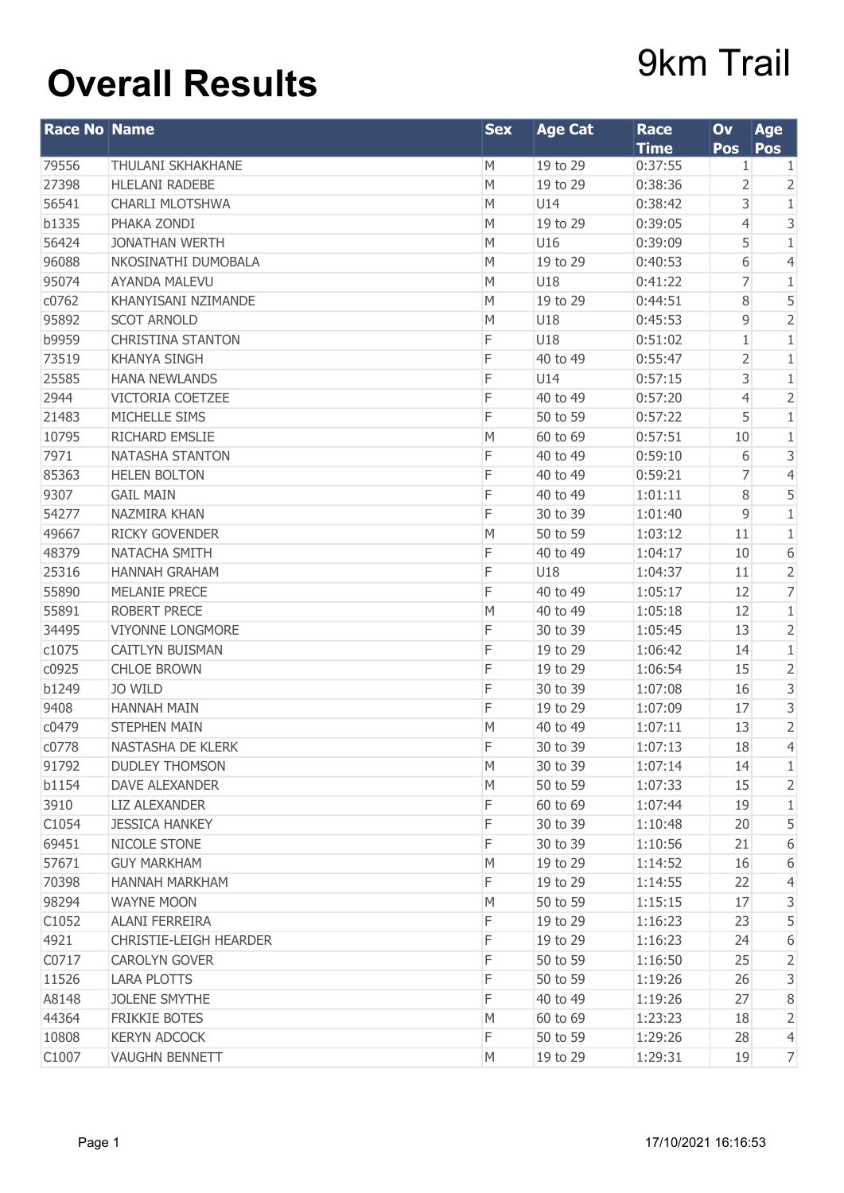# Overall Results

# 9km Trail

| Race No | Name | Sex | Age Cat | Race Time | Ov Pos | Age Pos |
|---|---|---|---|---|---|---|
| 79556 | THULANI SKHAKHANE | M | 19 to 29 | 0:37:55 | 1 | 1 |
| 27398 | HLELANI RADEBE | M | 19 to 29 | 0:38:36 | 2 | 2 |
| 56541 | CHARLI MLOTSHWA | M | U14 | 0:38:42 | 3 | 1 |
| b1335 | PHAKA ZONDI | M | 19 to 29 | 0:39:05 | 4 | 3 |
| 56424 | JONATHAN WERTH | M | U16 | 0:39:09 | 5 | 1 |
| 96088 | NKOSINATHI DUMOBALA | M | 19 to 29 | 0:40:53 | 6 | 4 |
| 95074 | AYANDA MALEVU | M | U18 | 0:41:22 | 7 | 1 |
| c0762 | KHANYISANI NZIMANDE | M | 19 to 29 | 0:44:51 | 8 | 5 |
| 95892 | SCOT ARNOLD | M | U18 | 0:45:53 | 9 | 2 |
| b9959 | CHRISTINA STANTON | F | U18 | 0:51:02 | 1 | 1 |
| 73519 | KHANYA SINGH | F | 40 to 49 | 0:55:47 | 2 | 1 |
| 25585 | HANA NEWLANDS | F | U14 | 0:57:15 | 3 | 1 |
| 2944 | VICTORIA COETZEE | F | 40 to 49 | 0:57:20 | 4 | 2 |
| 21483 | MICHELLE SIMS | F | 50 to 59 | 0:57:22 | 5 | 1 |
| 10795 | RICHARD EMSLIE | M | 60 to 69 | 0:57:51 | 10 | 1 |
| 7971 | NATASHA STANTON | F | 40 to 49 | 0:59:10 | 6 | 3 |
| 85363 | HELEN BOLTON | F | 40 to 49 | 0:59:21 | 7 | 4 |
| 9307 | GAIL MAIN | F | 40 to 49 | 1:01:11 | 8 | 5 |
| 54277 | NAZMIRA KHAN | F | 30 to 39 | 1:01:40 | 9 | 1 |
| 49667 | RICKY GOVENDER | M | 50 to 59 | 1:03:12 | 11 | 1 |
| 48379 | NATACHA SMITH | F | 40 to 49 | 1:04:17 | 10 | 6 |
| 25316 | HANNAH GRAHAM | F | U18 | 1:04:37 | 11 | 2 |
| 55890 | MELANIE PRECE | F | 40 to 49 | 1:05:17 | 12 | 7 |
| 55891 | ROBERT PRECE | M | 40 to 49 | 1:05:18 | 12 | 1 |
| 34495 | VIYONNE LONGMORE | F | 30 to 39 | 1:05:45 | 13 | 2 |
| c1075 | CAITLYN BUISMAN | F | 19 to 29 | 1:06:42 | 14 | 1 |
| c0925 | CHLOE BROWN | F | 19 to 29 | 1:06:54 | 15 | 2 |
| b1249 | JO WILD | F | 30 to 39 | 1:07:08 | 16 | 3 |
| 9408 | HANNAH MAIN | F | 19 to 29 | 1:07:09 | 17 | 3 |
| c0479 | STEPHEN MAIN | M | 40 to 49 | 1:07:11 | 13 | 2 |
| c0778 | NASTASHA DE KLERK | F | 30 to 39 | 1:07:13 | 18 | 4 |
| 91792 | DUDLEY THOMSON | M | 30 to 39 | 1:07:14 | 14 | 1 |
| b1154 | DAVE ALEXANDER | M | 50 to 59 | 1:07:33 | 15 | 2 |
| 3910 | LIZ ALEXANDER | F | 60 to 69 | 1:07:44 | 19 | 1 |
| C1054 | JESSICA HANKEY | F | 30 to 39 | 1:10:48 | 20 | 5 |
| 69451 | NICOLE STONE | F | 30 to 39 | 1:10:56 | 21 | 6 |
| 57671 | GUY MARKHAM | M | 19 to 29 | 1:14:52 | 16 | 6 |
| 70398 | HANNAH MARKHAM | F | 19 to 29 | 1:14:55 | 22 | 4 |
| 98294 | WAYNE MOON | M | 50 to 59 | 1:15:15 | 17 | 3 |
| C1052 | ALANI FERREIRA | F | 19 to 29 | 1:16:23 | 23 | 5 |
| 4921 | CHRISTIE-LEIGH HEARDER | F | 19 to 29 | 1:16:23 | 24 | 6 |
| C0717 | CAROLYN GOVER | F | 50 to 59 | 1:16:50 | 25 | 2 |
| 11526 | LARA PLOTTS | F | 50 to 59 | 1:19:26 | 26 | 3 |
| A8148 | JOLENE SMYTHE | F | 40 to 49 | 1:19:26 | 27 | 8 |
| 44364 | FRIKKIE BOTES | M | 60 to 69 | 1:23:23 | 18 | 2 |
| 10808 | KERYN ADCOCK | F | 50 to 59 | 1:29:26 | 28 | 4 |
| C1007 | VAUGHN BENNETT | M | 19 to 29 | 1:29:31 | 19 | 7 |

17/10/2021 16:16:53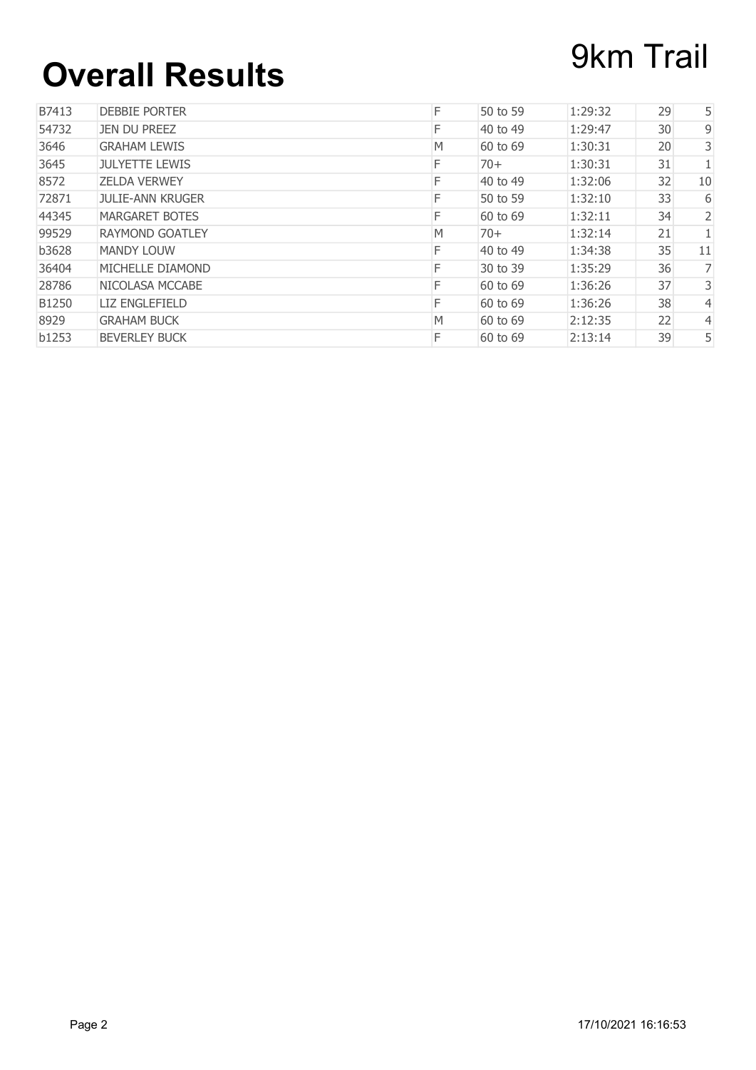# Overall Results

9km Trail

| | | | | | | |
|---|---|---|---|---|---|---|
| B7413 | DEBBIE PORTER | F | 50 to 59 | 1:29:32 | 29 | 5 |
| 54732 | JEN DU PREEZ | F | 40 to 49 | 1:29:47 | 30 | 9 |
| 3646 | GRAHAM LEWIS | M | 60 to 69 | 1:30:31 | 20 | 3 |
| 3645 | JULYETTE LEWIS | F | 70+ | 1:30:31 | 31 | 1 |
| 8572 | ZELDA VERWEY | F | 40 to 49 | 1:32:06 | 32 | 10 |
| 72871 | JULIE-ANN KRUGER | F | 50 to 59 | 1:32:10 | 33 | 6 |
| 44345 | MARGARET BOTES | F | 60 to 69 | 1:32:11 | 34 | 2 |
| 99529 | RAYMOND GOATLEY | M | 70+ | 1:32:14 | 21 | 1 |
| b3628 | MANDY LOUW | F | 40 to 49 | 1:34:38 | 35 | 11 |
| 36404 | MICHELLE DIAMOND | F | 30 to 39 | 1:35:29 | 36 | 7 |
| 28786 | NICOLASA MCCABE | F | 60 to 69 | 1:36:26 | 37 | 3 |
| B1250 | LIZ ENGLEFIELD | F | 60 to 69 | 1:36:26 | 38 | 4 |
| 8929 | GRAHAM BUCK | M | 60 to 69 | 2:12:35 | 22 | 4 |
| b1253 | BEVERLEY BUCK | F | 60 to 69 | 2:13:14 | 39 | 5 |

17/10/2021 16:16:53